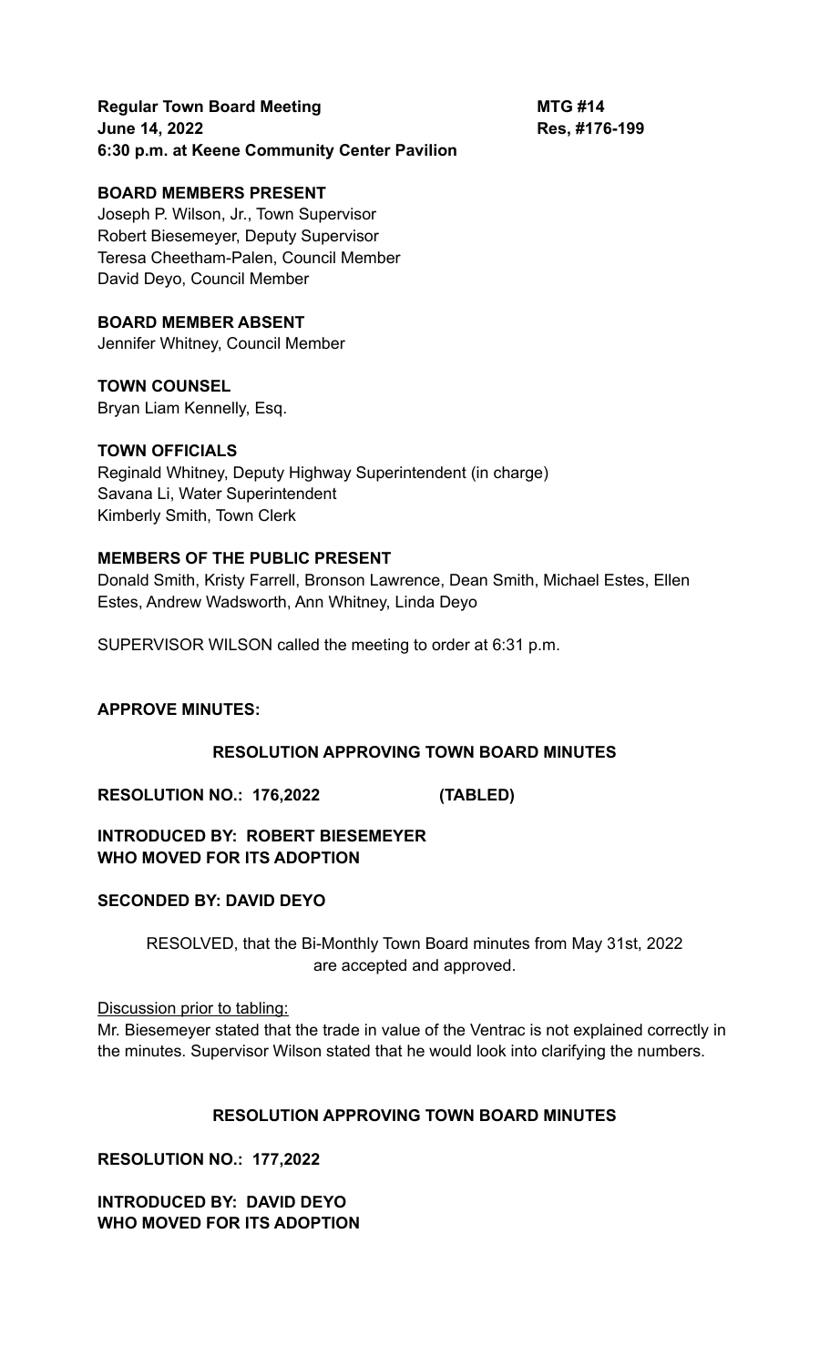**Regular Town Board Meeting** **MTG #14**
**June 14, 2022** **Res, #176-199**
**6:30 p.m. at Keene Community Center Pavilion**

**BOARD MEMBERS PRESENT**
Joseph P. Wilson, Jr., Town Supervisor
Robert Biesemeyer, Deputy Supervisor
Teresa Cheetham-Palen, Council Member
David Deyo, Council Member

**BOARD MEMBER ABSENT**
Jennifer Whitney, Council Member

**TOWN COUNSEL**
Bryan Liam Kennelly, Esq.

**TOWN OFFICIALS**
Reginald Whitney, Deputy Highway Superintendent (in charge)
Savana Li, Water Superintendent
Kimberly Smith, Town Clerk

**MEMBERS OF THE PUBLIC PRESENT**
Donald Smith, Kristy Farrell, Bronson Lawrence, Dean Smith, Michael Estes, Ellen Estes, Andrew Wadsworth, Ann Whitney, Linda Deyo

SUPERVISOR WILSON called the meeting to order at 6:31 p.m.

**APPROVE MINUTES:**

**RESOLUTION APPROVING TOWN BOARD MINUTES**

**RESOLUTION NO.: 176,2022** **(TABLED)**

**INTRODUCED BY: ROBERT BIESEMEYER**
**WHO MOVED FOR ITS ADOPTION**

**SECONDED BY: DAVID DEYO**

RESOLVED, that the Bi-Monthly Town Board minutes from May 31st, 2022 are accepted and approved.

Discussion prior to tabling:
Mr. Biesemeyer stated that the trade in value of the Ventrac is not explained correctly in the minutes. Supervisor Wilson stated that he would look into clarifying the numbers.

**RESOLUTION APPROVING TOWN BOARD MINUTES**

**RESOLUTION NO.: 177,2022**

**INTRODUCED BY: DAVID DEYO**
**WHO MOVED FOR ITS ADOPTION**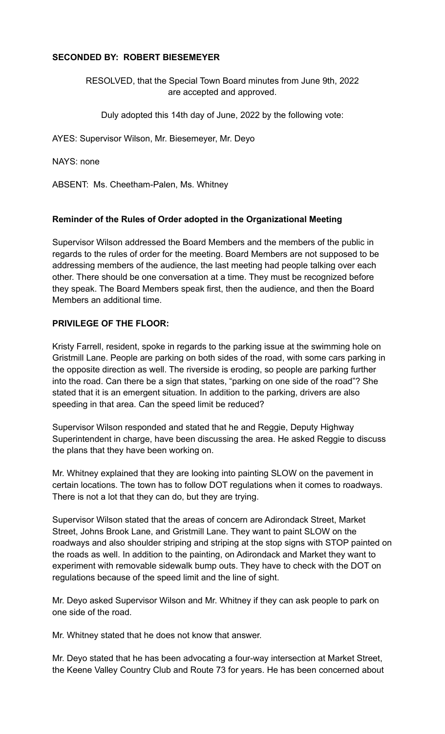**SECONDED BY: ROBERT BIESEMEYER**

RESOLVED, that the Special Town Board minutes from June 9th, 2022 are accepted and approved.

Duly adopted this 14th day of June, 2022 by the following vote:

AYES: Supervisor Wilson, Mr. Biesemeyer, Mr. Deyo

NAYS: none

ABSENT: Ms. Cheetham-Palen, Ms. Whitney

**Reminder of the Rules of Order adopted in the Organizational Meeting**

Supervisor Wilson addressed the Board Members and the members of the public in regards to the rules of order for the meeting. Board Members are not supposed to be addressing members of the audience, the last meeting had people talking over each other. There should be one conversation at a time. They must be recognized before they speak. The Board Members speak first, then the audience, and then the Board Members an additional time.

**PRIVILEGE OF THE FLOOR:**

Kristy Farrell, resident, spoke in regards to the parking issue at the swimming hole on Gristmill Lane. People are parking on both sides of the road, with some cars parking in the opposite direction as well. The riverside is eroding, so people are parking further into the road. Can there be a sign that states, "parking on one side of the road"? She stated that it is an emergent situation. In addition to the parking, drivers are also speeding in that area. Can the speed limit be reduced?

Supervisor Wilson responded and stated that he and Reggie, Deputy Highway Superintendent in charge, have been discussing the area. He asked Reggie to discuss the plans that they have been working on.

Mr. Whitney explained that they are looking into painting SLOW on the pavement in certain locations. The town has to follow DOT regulations when it comes to roadways. There is not a lot that they can do, but they are trying.

Supervisor Wilson stated that the areas of concern are Adirondack Street, Market Street, Johns Brook Lane, and Gristmill Lane. They want to paint SLOW on the roadways and also shoulder striping and striping at the stop signs with STOP painted on the roads as well. In addition to the painting, on Adirondack and Market they want to experiment with removable sidewalk bump outs. They have to check with the DOT on regulations because of the speed limit and the line of sight.

Mr. Deyo asked Supervisor Wilson and Mr. Whitney if they can ask people to park on one side of the road.

Mr. Whitney stated that he does not know that answer.

Mr. Deyo stated that he has been advocating a four-way intersection at Market Street, the Keene Valley Country Club and Route 73 for years. He has been concerned about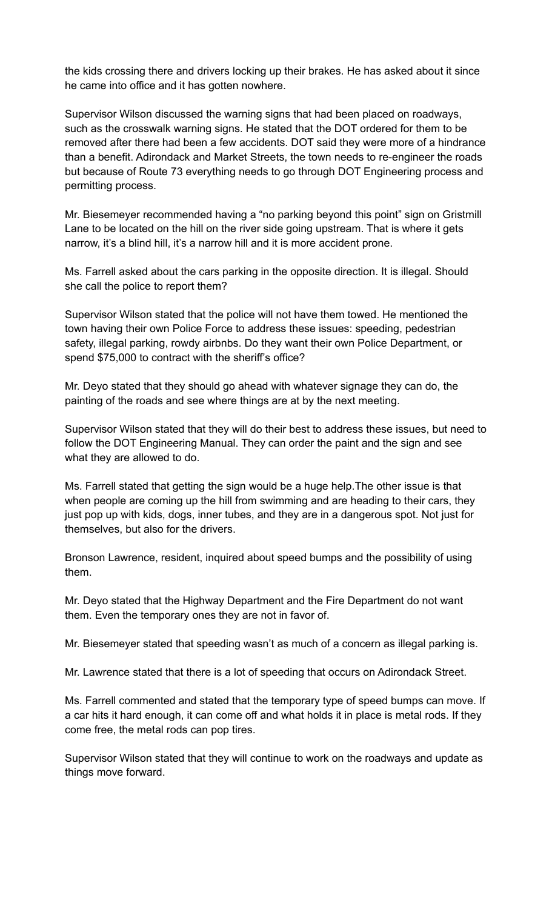the kids crossing there and drivers locking up their brakes. He has asked about it since he came into office and it has gotten nowhere.

Supervisor Wilson discussed the warning signs that had been placed on roadways, such as the crosswalk warning signs. He stated that the DOT ordered for them to be removed after there had been a few accidents. DOT said they were more of a hindrance than a benefit. Adirondack and Market Streets, the town needs to re-engineer the roads but because of Route 73 everything needs to go through DOT Engineering process and permitting process.

Mr. Biesemeyer recommended having a "no parking beyond this point" sign on Gristmill Lane to be located on the hill on the river side going upstream. That is where it gets narrow, it's a blind hill, it's a narrow hill and it is more accident prone.

Ms. Farrell asked about the cars parking in the opposite direction. It is illegal. Should she call the police to report them?

Supervisor Wilson stated that the police will not have them towed. He mentioned the town having their own Police Force to address these issues: speeding, pedestrian safety, illegal parking, rowdy airbnbs. Do they want their own Police Department, or spend $75,000 to contract with the sheriff's office?

Mr. Deyo stated that they should go ahead with whatever signage they can do, the painting of the roads and see where things are at by the next meeting.

Supervisor Wilson stated that they will do their best to address these issues, but need to follow the DOT Engineering Manual. They can order the paint and the sign and see what they are allowed to do.

Ms. Farrell stated that getting the sign would be a huge help.The other issue is that when people are coming up the hill from swimming and are heading to their cars, they just pop up with kids, dogs, inner tubes, and they are in a dangerous spot. Not just for themselves, but also for the drivers.

Bronson Lawrence, resident, inquired about speed bumps and the possibility of using them.

Mr. Deyo stated that the Highway Department and the Fire Department do not want them. Even the temporary ones they are not in favor of.

Mr. Biesemeyer stated that speeding wasn't as much of a concern as illegal parking is.

Mr. Lawrence stated that there is a lot of speeding that occurs on Adirondack Street.

Ms. Farrell commented and stated that the temporary type of speed bumps can move. If a car hits it hard enough, it can come off and what holds it in place is metal rods. If they come free, the metal rods can pop tires.

Supervisor Wilson stated that they will continue to work on the roadways and update as things move forward.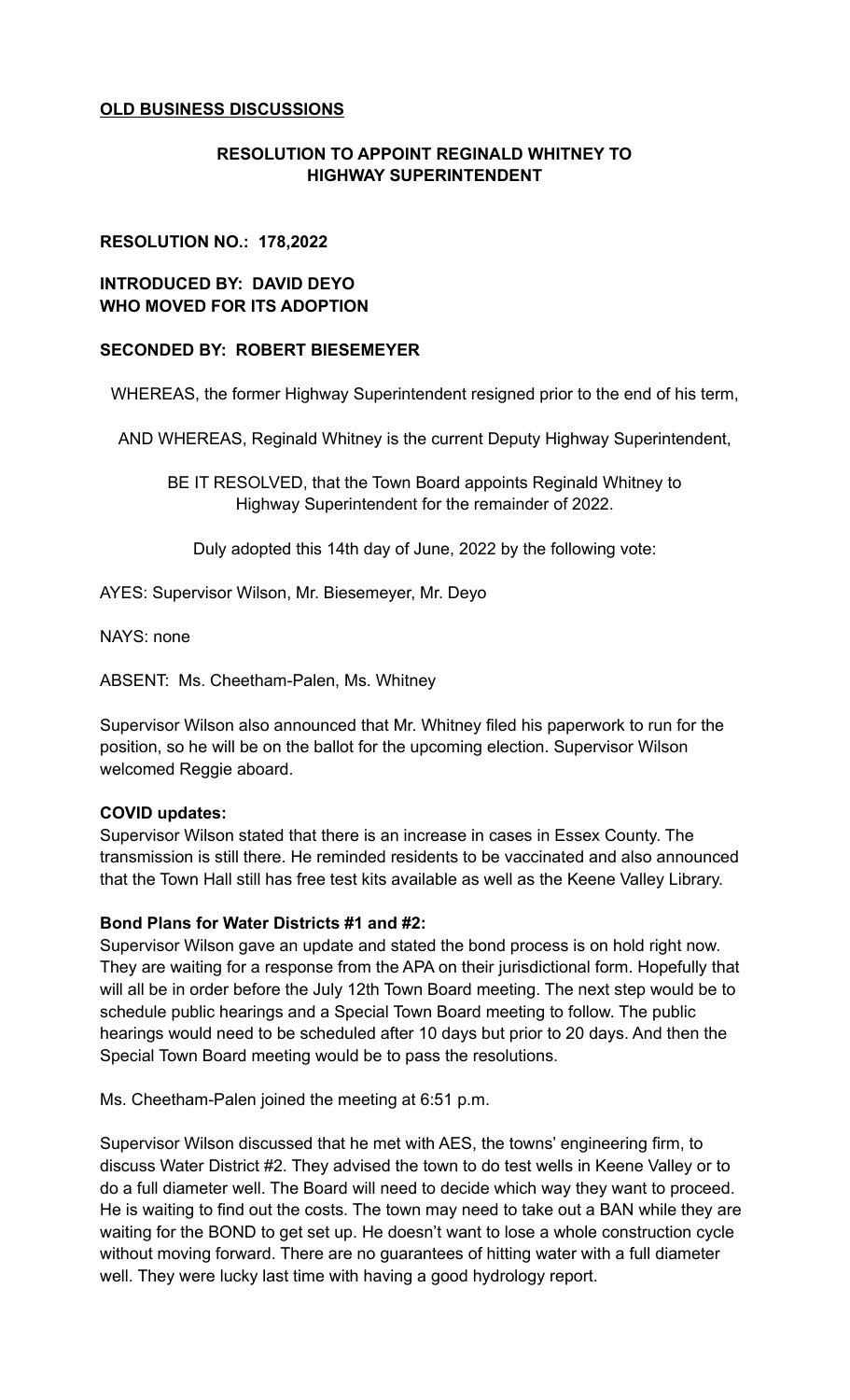**OLD BUSINESS DISCUSSIONS**

**RESOLUTION TO APPOINT REGINALD WHITNEY TO HIGHWAY SUPERINTENDENT**

**RESOLUTION NO.: 178,2022**

**INTRODUCED BY: DAVID DEYO WHO MOVED FOR ITS ADOPTION**

**SECONDED BY: ROBERT BIESEMEYER**

WHEREAS, the former Highway Superintendent resigned prior to the end of his term,

AND WHEREAS, Reginald Whitney is the current Deputy Highway Superintendent,

BE IT RESOLVED, that the Town Board appoints Reginald Whitney to Highway Superintendent for the remainder of 2022.

Duly adopted this 14th day of June, 2022 by the following vote:

AYES: Supervisor Wilson, Mr. Biesemeyer, Mr. Deyo

NAYS: none

ABSENT: Ms. Cheetham-Palen, Ms. Whitney

Supervisor Wilson also announced that Mr. Whitney filed his paperwork to run for the position, so he will be on the ballot for the upcoming election. Supervisor Wilson welcomed Reggie aboard.

**COVID updates:**
Supervisor Wilson stated that there is an increase in cases in Essex County. The transmission is still there. He reminded residents to be vaccinated and also announced that the Town Hall still has free test kits available as well as the Keene Valley Library.

**Bond Plans for Water Districts #1 and #2:**
Supervisor Wilson gave an update and stated the bond process is on hold right now. They are waiting for a response from the APA on their jurisdictional form. Hopefully that will all be in order before the July 12th Town Board meeting. The next step would be to schedule public hearings and a Special Town Board meeting to follow. The public hearings would need to be scheduled after 10 days but prior to 20 days. And then the Special Town Board meeting would be to pass the resolutions.

Ms. Cheetham-Palen joined the meeting at 6:51 p.m.

Supervisor Wilson discussed that he met with AES, the towns' engineering firm, to discuss Water District #2. They advised the town to do test wells in Keene Valley or to do a full diameter well. The Board will need to decide which way they want to proceed. He is waiting to find out the costs. The town may need to take out a BAN while they are waiting for the BOND to get set up. He doesn't want to lose a whole construction cycle without moving forward. There are no guarantees of hitting water with a full diameter well. They were lucky last time with having a good hydrology report.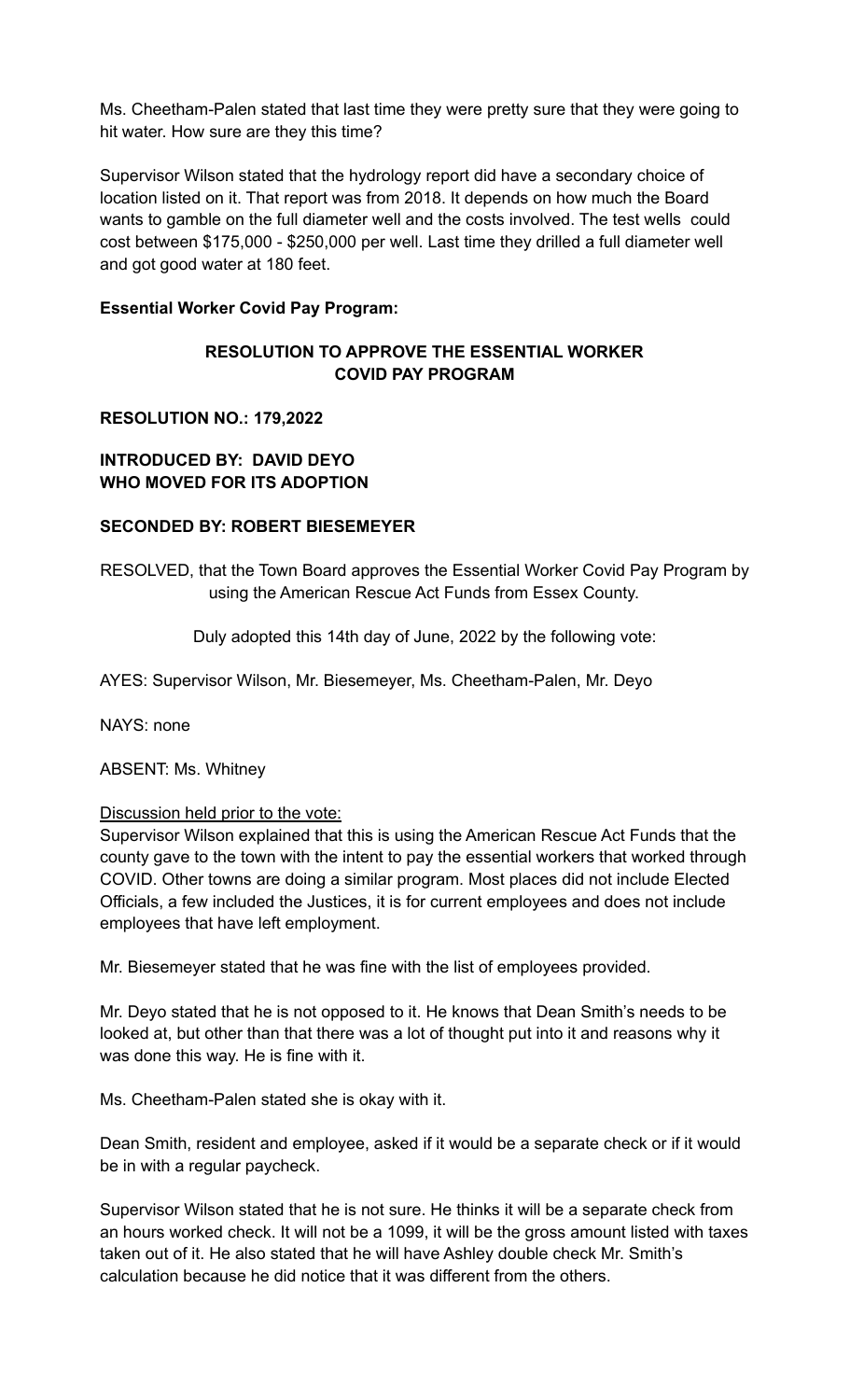Ms. Cheetham-Palen stated that last time they were pretty sure that they were going to hit water. How sure are they this time?

Supervisor Wilson stated that the hydrology report did have a secondary choice of location listed on it. That report was from 2018. It depends on how much the Board wants to gamble on the full diameter well and the costs involved. The test wells could cost between $175,000 - $250,000 per well. Last time they drilled a full diameter well and got good water at 180 feet.

**Essential Worker Covid Pay Program:**

**RESOLUTION TO APPROVE THE ESSENTIAL WORKER COVID PAY PROGRAM**

**RESOLUTION NO.: 179,2022**

**INTRODUCED BY: DAVID DEYO WHO MOVED FOR ITS ADOPTION**

**SECONDED BY: ROBERT BIESEMEYER**

RESOLVED, that the Town Board approves the Essential Worker Covid Pay Program by using the American Rescue Act Funds from Essex County.

Duly adopted this 14th day of June, 2022 by the following vote:

AYES: Supervisor Wilson, Mr. Biesemeyer, Ms. Cheetham-Palen, Mr. Deyo

NAYS: none

ABSENT: Ms. Whitney

Discussion held prior to the vote:
Supervisor Wilson explained that this is using the American Rescue Act Funds that the county gave to the town with the intent to pay the essential workers that worked through COVID. Other towns are doing a similar program. Most places did not include Elected Officials, a few included the Justices, it is for current employees and does not include employees that have left employment.

Mr. Biesemeyer stated that he was fine with the list of employees provided.

Mr. Deyo stated that he is not opposed to it. He knows that Dean Smith's needs to be looked at, but other than that there was a lot of thought put into it and reasons why it was done this way. He is fine with it.

Ms. Cheetham-Palen stated she is okay with it.

Dean Smith, resident and employee, asked if it would be a separate check or if it would be in with a regular paycheck.

Supervisor Wilson stated that he is not sure. He thinks it will be a separate check from an hours worked check. It will not be a 1099, it will be the gross amount listed with taxes taken out of it. He also stated that he will have Ashley double check Mr. Smith's calculation because he did notice that it was different from the others.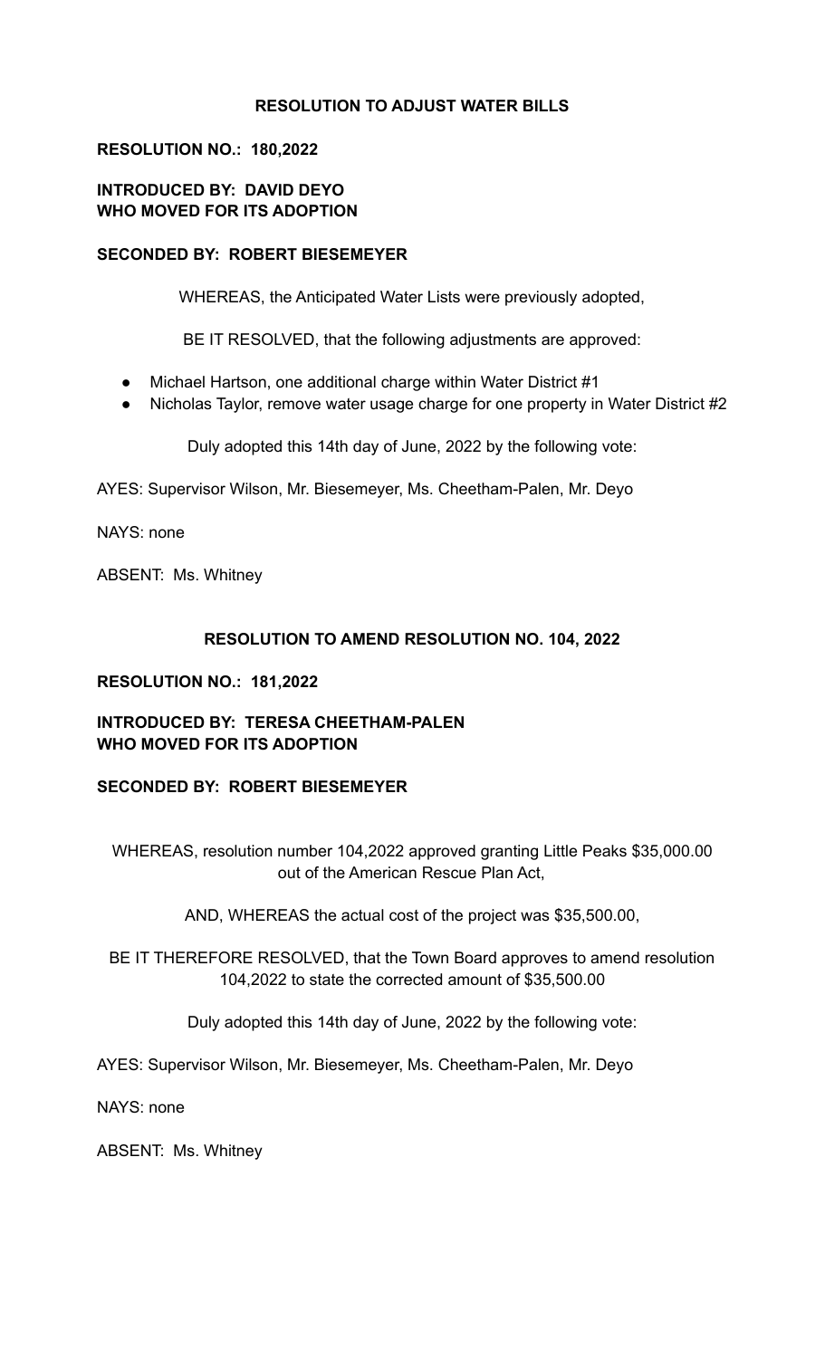## RESOLUTION TO ADJUST WATER BILLS

**RESOLUTION NO.: 180,2022**

**INTRODUCED BY: DAVID DEYO**
**WHO MOVED FOR ITS ADOPTION**

**SECONDED BY: ROBERT BIESEMEYER**

WHEREAS, the Anticipated Water Lists were previously adopted,

BE IT RESOLVED, that the following adjustments are approved:

- Michael Hartson, one additional charge within Water District #1
- Nicholas Taylor, remove water usage charge for one property in Water District #2

Duly adopted this 14th day of June, 2022 by the following vote:

AYES: Supervisor Wilson, Mr. Biesemeyer, Ms. Cheetham-Palen, Mr. Deyo

NAYS: none

ABSENT: Ms. Whitney

## RESOLUTION TO AMEND RESOLUTION NO. 104, 2022

**RESOLUTION NO.: 181,2022**

**INTRODUCED BY: TERESA CHEETHAM-PALEN**
**WHO MOVED FOR ITS ADOPTION**

**SECONDED BY: ROBERT BIESEMEYER**

WHEREAS, resolution number 104,2022 approved granting Little Peaks $35,000.00 out of the American Rescue Plan Act,

AND, WHEREAS the actual cost of the project was $35,500.00,

BE IT THEREFORE RESOLVED, that the Town Board approves to amend resolution 104,2022 to state the corrected amount of $35,500.00

Duly adopted this 14th day of June, 2022 by the following vote:

AYES: Supervisor Wilson, Mr. Biesemeyer, Ms. Cheetham-Palen, Mr. Deyo

NAYS: none

ABSENT: Ms. Whitney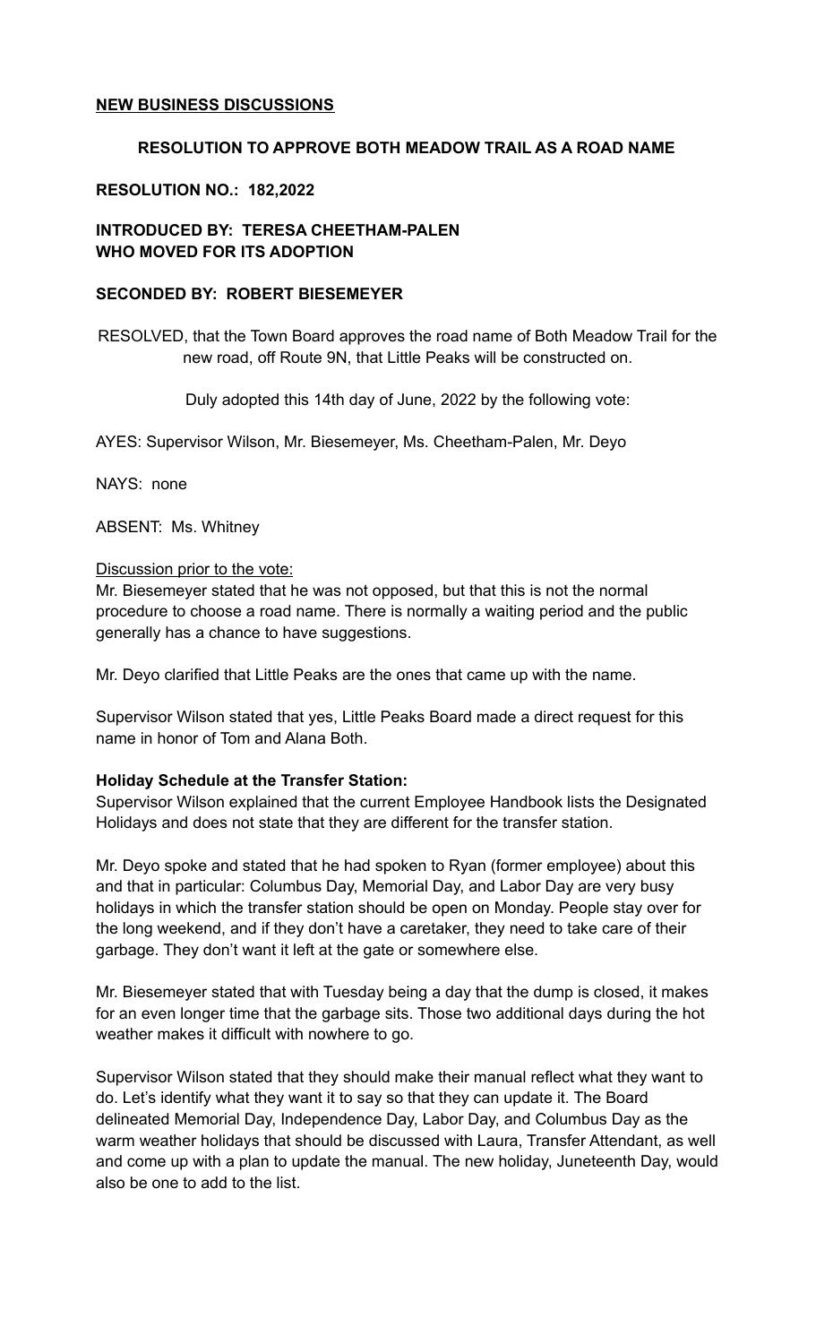## NEW BUSINESS DISCUSSIONS

### RESOLUTION TO APPROVE BOTH MEADOW TRAIL AS A ROAD NAME

**RESOLUTION NO.: 182,2022**

**INTRODUCED BY: TERESA CHEETHAM-PALEN**
**WHO MOVED FOR ITS ADOPTION**

**SECONDED BY: ROBERT BIESEMEYER**

RESOLVED, that the Town Board approves the road name of Both Meadow Trail for the new road, off Route 9N, that Little Peaks will be constructed on.

Duly adopted this 14th day of June, 2022 by the following vote:

AYES: Supervisor Wilson, Mr. Biesemeyer, Ms. Cheetham-Palen, Mr. Deyo

NAYS: none

ABSENT: Ms. Whitney

Discussion prior to the vote:
Mr. Biesemeyer stated that he was not opposed, but that this is not the normal procedure to choose a road name. There is normally a waiting period and the public generally has a chance to have suggestions.

Mr. Deyo clarified that Little Peaks are the ones that came up with the name.

Supervisor Wilson stated that yes, Little Peaks Board made a direct request for this name in honor of Tom and Alana Both.

**Holiday Schedule at the Transfer Station:**
Supervisor Wilson explained that the current Employee Handbook lists the Designated Holidays and does not state that they are different for the transfer station.

Mr. Deyo spoke and stated that he had spoken to Ryan (former employee) about this and that in particular: Columbus Day, Memorial Day, and Labor Day are very busy holidays in which the transfer station should be open on Monday. People stay over for the long weekend, and if they don't have a caretaker, they need to take care of their garbage. They don't want it left at the gate or somewhere else.

Mr. Biesemeyer stated that with Tuesday being a day that the dump is closed, it makes for an even longer time that the garbage sits. Those two additional days during the hot weather makes it difficult with nowhere to go.

Supervisor Wilson stated that they should make their manual reflect what they want to do. Let's identify what they want it to say so that they can update it. The Board delineated Memorial Day, Independence Day, Labor Day, and Columbus Day as the warm weather holidays that should be discussed with Laura, Transfer Attendant, as well and come up with a plan to update the manual. The new holiday, Juneteenth Day, would also be one to add to the list.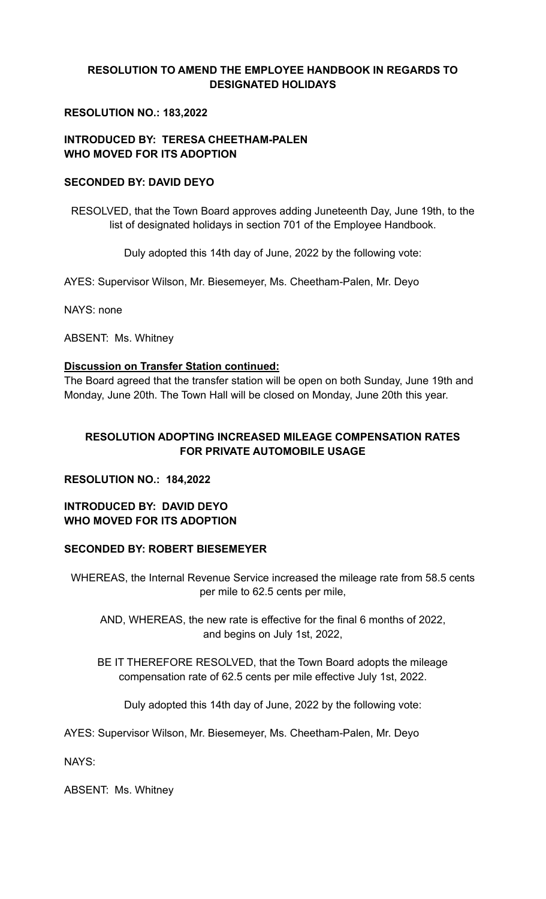**RESOLUTION TO AMEND THE EMPLOYEE HANDBOOK IN REGARDS TO DESIGNATED HOLIDAYS**

**RESOLUTION NO.: 183,2022**

**INTRODUCED BY: TERESA CHEETHAM-PALEN WHO MOVED FOR ITS ADOPTION**

**SECONDED BY: DAVID DEYO**

RESOLVED, that the Town Board approves adding Juneteenth Day, June 19th, to the list of designated holidays in section 701 of the Employee Handbook.

Duly adopted this 14th day of June, 2022 by the following vote:

AYES: Supervisor Wilson, Mr. Biesemeyer, Ms. Cheetham-Palen, Mr. Deyo

NAYS: none

ABSENT: Ms. Whitney

**Discussion on Transfer Station continued:**

The Board agreed that the transfer station will be open on both Sunday, June 19th and Monday, June 20th. The Town Hall will be closed on Monday, June 20th this year.

**RESOLUTION ADOPTING INCREASED MILEAGE COMPENSATION RATES FOR PRIVATE AUTOMOBILE USAGE**

**RESOLUTION NO.: 184,2022**

**INTRODUCED BY: DAVID DEYO WHO MOVED FOR ITS ADOPTION**

**SECONDED BY: ROBERT BIESEMEYER**

WHEREAS, the Internal Revenue Service increased the mileage rate from 58.5 cents per mile to 62.5 cents per mile,

AND, WHEREAS, the new rate is effective for the final 6 months of 2022, and begins on July 1st, 2022,

BE IT THEREFORE RESOLVED, that the Town Board adopts the mileage compensation rate of 62.5 cents per mile effective July 1st, 2022.

Duly adopted this 14th day of June, 2022 by the following vote:

AYES: Supervisor Wilson, Mr. Biesemeyer, Ms. Cheetham-Palen, Mr. Deyo

NAYS:

ABSENT: Ms. Whitney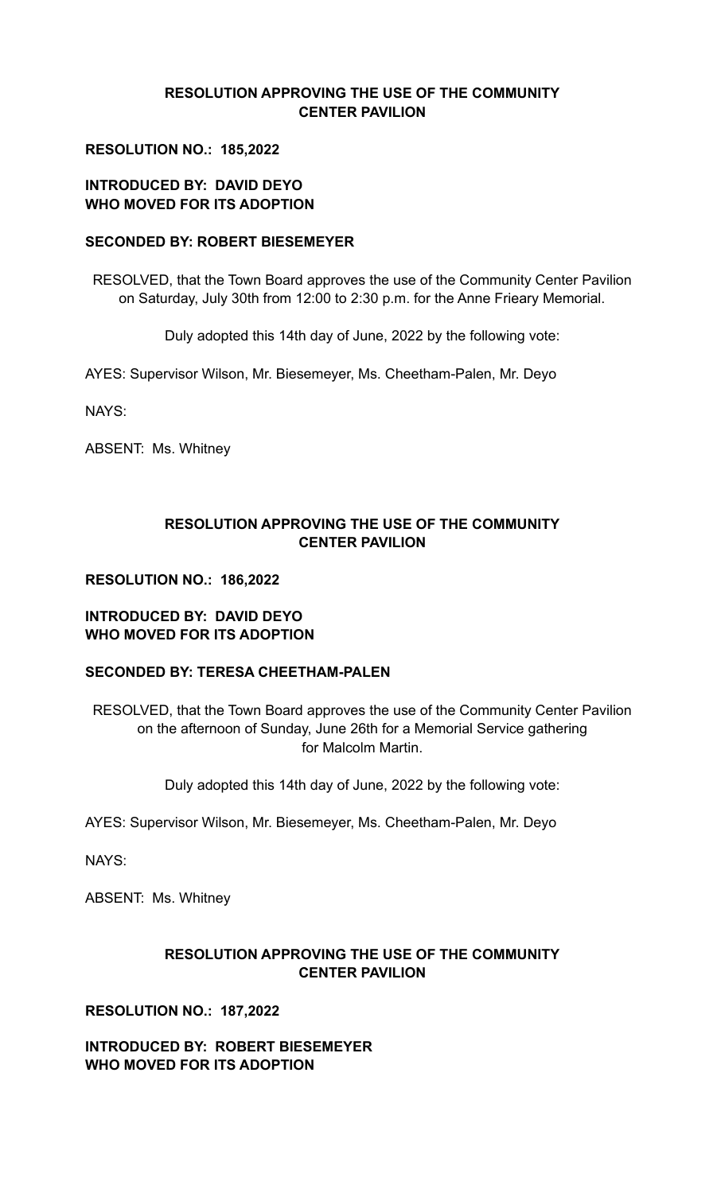**RESOLUTION APPROVING THE USE OF THE COMMUNITY CENTER PAVILION**

**RESOLUTION NO.: 185,2022**

**INTRODUCED BY: DAVID DEYO WHO MOVED FOR ITS ADOPTION**

**SECONDED BY: ROBERT BIESEMEYER**

RESOLVED, that the Town Board approves the use of the Community Center Pavilion on Saturday, July 30th from 12:00 to 2:30 p.m. for the Anne Frieary Memorial.

Duly adopted this 14th day of June, 2022 by the following vote:

AYES: Supervisor Wilson, Mr. Biesemeyer, Ms. Cheetham-Palen, Mr. Deyo

NAYS:

ABSENT: Ms. Whitney

**RESOLUTION APPROVING THE USE OF THE COMMUNITY CENTER PAVILION**

**RESOLUTION NO.: 186,2022**

**INTRODUCED BY: DAVID DEYO WHO MOVED FOR ITS ADOPTION**

**SECONDED BY: TERESA CHEETHAM-PALEN**

RESOLVED, that the Town Board approves the use of the Community Center Pavilion on the afternoon of Sunday, June 26th for a Memorial Service gathering for Malcolm Martin.

Duly adopted this 14th day of June, 2022 by the following vote:

AYES: Supervisor Wilson, Mr. Biesemeyer, Ms. Cheetham-Palen, Mr. Deyo

NAYS:

ABSENT: Ms. Whitney

**RESOLUTION APPROVING THE USE OF THE COMMUNITY CENTER PAVILION**

**RESOLUTION NO.: 187,2022**

**INTRODUCED BY: ROBERT BIESEMEYER WHO MOVED FOR ITS ADOPTION**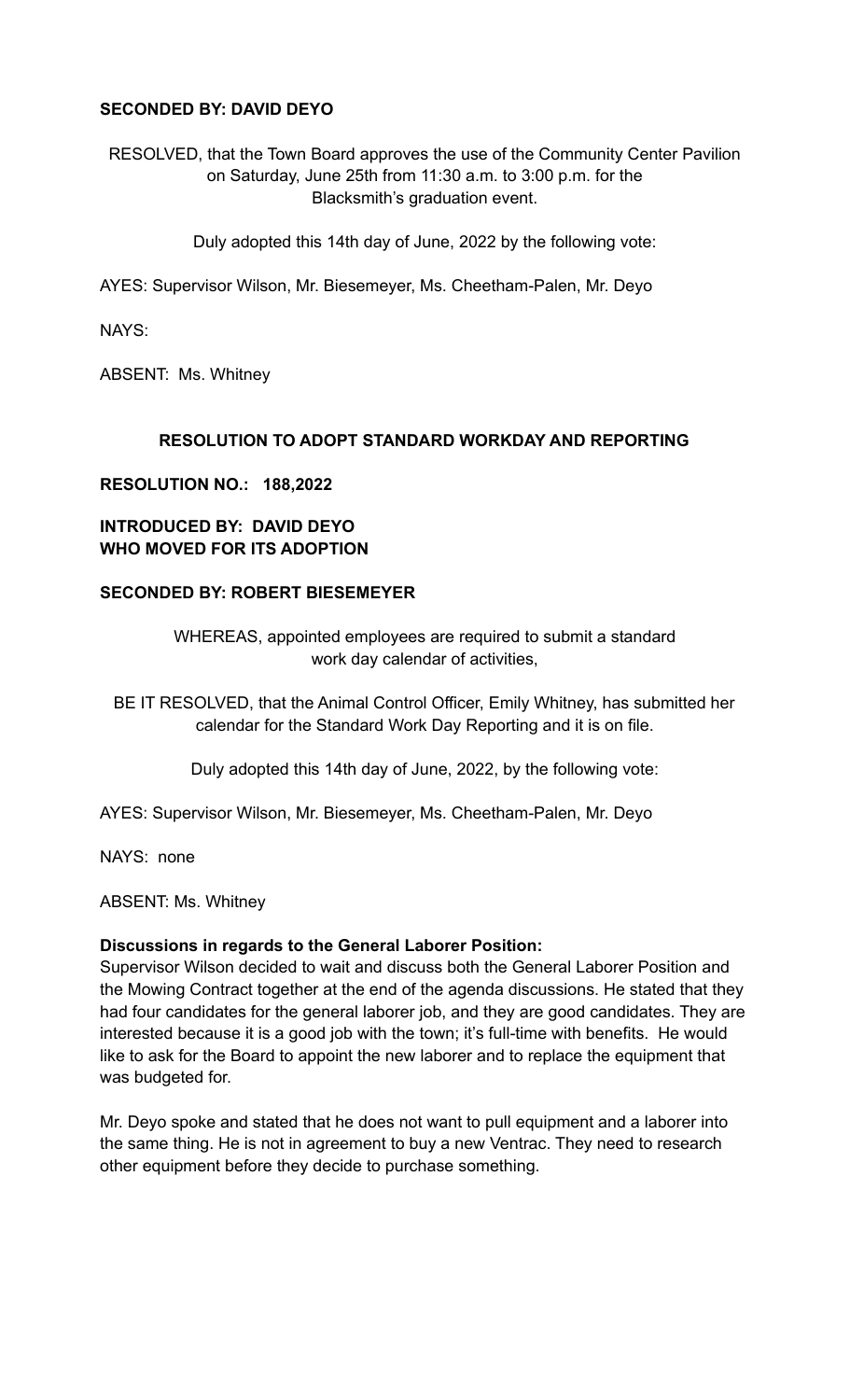**SECONDED BY: DAVID DEYO**

RESOLVED, that the Town Board approves the use of the Community Center Pavilion on Saturday, June 25th from 11:30 a.m. to 3:00 p.m. for the Blacksmith's graduation event.

Duly adopted this 14th day of June, 2022 by the following vote:

AYES: Supervisor Wilson, Mr. Biesemeyer, Ms. Cheetham-Palen, Mr. Deyo

NAYS:

ABSENT: Ms. Whitney

**RESOLUTION TO ADOPT STANDARD WORKDAY AND REPORTING**

**RESOLUTION NO.: 188,2022**

**INTRODUCED BY: DAVID DEYO**
**WHO MOVED FOR ITS ADOPTION**

**SECONDED BY: ROBERT BIESEMEYER**

WHEREAS, appointed employees are required to submit a standard work day calendar of activities,

BE IT RESOLVED, that the Animal Control Officer, Emily Whitney, has submitted her calendar for the Standard Work Day Reporting and it is on file.

Duly adopted this 14th day of June, 2022, by the following vote:

AYES: Supervisor Wilson, Mr. Biesemeyer, Ms. Cheetham-Palen, Mr. Deyo

NAYS: none

ABSENT: Ms. Whitney

**Discussions in regards to the General Laborer Position:**
Supervisor Wilson decided to wait and discuss both the General Laborer Position and the Mowing Contract together at the end of the agenda discussions. He stated that they had four candidates for the general laborer job, and they are good candidates. They are interested because it is a good job with the town; it's full-time with benefits. He would like to ask for the Board to appoint the new laborer and to replace the equipment that was budgeted for.

Mr. Deyo spoke and stated that he does not want to pull equipment and a laborer into the same thing. He is not in agreement to buy a new Ventrac. They need to research other equipment before they decide to purchase something.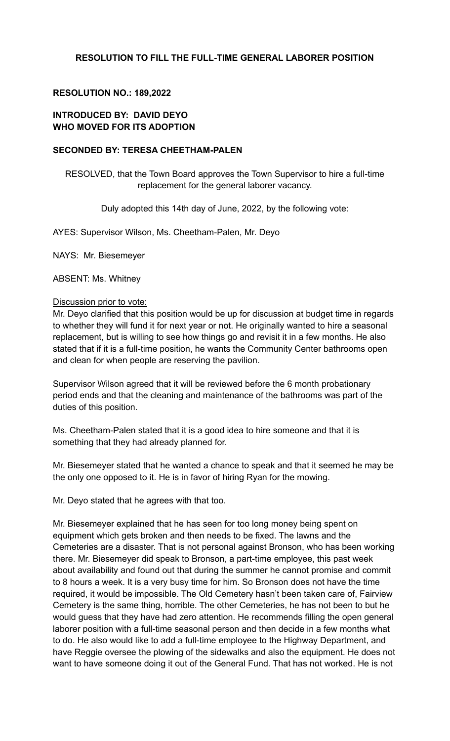### RESOLUTION TO FILL THE FULL-TIME GENERAL LABORER POSITION

**RESOLUTION NO.: 189,2022**

**INTRODUCED BY: DAVID DEYO**
**WHO MOVED FOR ITS ADOPTION**

**SECONDED BY: TERESA CHEETHAM-PALEN**

RESOLVED, that the Town Board approves the Town Supervisor to hire a full-time replacement for the general laborer vacancy.

Duly adopted this 14th day of June, 2022, by the following vote:

AYES: Supervisor Wilson, Ms. Cheetham-Palen, Mr. Deyo

NAYS: Mr. Biesemeyer

ABSENT: Ms. Whitney

Discussion prior to vote:

Mr. Deyo clarified that this position would be up for discussion at budget time in regards to whether they will fund it for next year or not. He originally wanted to hire a seasonal replacement, but is willing to see how things go and revisit it in a few months. He also stated that if it is a full-time position, he wants the Community Center bathrooms open and clean for when people are reserving the pavilion.

Supervisor Wilson agreed that it will be reviewed before the 6 month probationary period ends and that the cleaning and maintenance of the bathrooms was part of the duties of this position.

Ms. Cheetham-Palen stated that it is a good idea to hire someone and that it is something that they had already planned for.

Mr. Biesemeyer stated that he wanted a chance to speak and that it seemed he may be the only one opposed to it. He is in favor of hiring Ryan for the mowing.

Mr. Deyo stated that he agrees with that too.

Mr. Biesemeyer explained that he has seen for too long money being spent on equipment which gets broken and then needs to be fixed. The lawns and the Cemeteries are a disaster. That is not personal against Bronson, who has been working there. Mr. Biesemeyer did speak to Bronson, a part-time employee, this past week about availability and found out that during the summer he cannot promise and commit to 8 hours a week. It is a very busy time for him. So Bronson does not have the time required, it would be impossible. The Old Cemetery hasn't been taken care of, Fairview Cemetery is the same thing, horrible. The other Cemeteries, he has not been to but he would guess that they have had zero attention. He recommends filling the open general laborer position with a full-time seasonal person and then decide in a few months what to do. He also would like to add a full-time employee to the Highway Department, and have Reggie oversee the plowing of the sidewalks and also the equipment. He does not want to have someone doing it out of the General Fund. That has not worked. He is not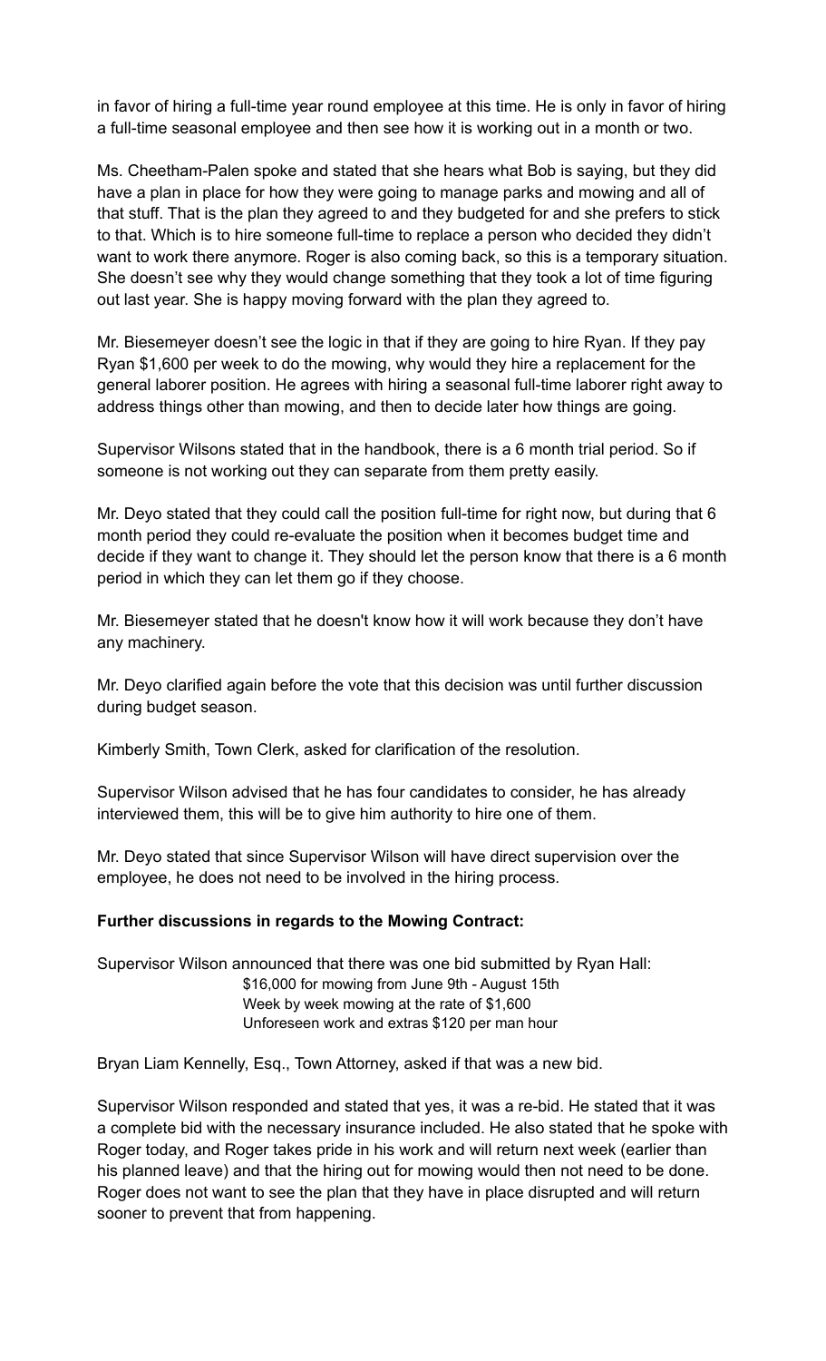in favor of hiring a full-time year round employee at this time. He is only in favor of hiring a full-time seasonal employee and then see how it is working out in a month or two.

Ms. Cheetham-Palen spoke and stated that she hears what Bob is saying, but they did have a plan in place for how they were going to manage parks and mowing and all of that stuff. That is the plan they agreed to and they budgeted for and she prefers to stick to that. Which is to hire someone full-time to replace a person who decided they didn't want to work there anymore. Roger is also coming back, so this is a temporary situation. She doesn't see why they would change something that they took a lot of time figuring out last year. She is happy moving forward with the plan they agreed to.

Mr. Biesemeyer doesn't see the logic in that if they are going to hire Ryan. If they pay Ryan $1,600 per week to do the mowing, why would they hire a replacement for the general laborer position. He agrees with hiring a seasonal full-time laborer right away to address things other than mowing, and then to decide later how things are going.

Supervisor Wilsons stated that in the handbook, there is a 6 month trial period. So if someone is not working out they can separate from them pretty easily.

Mr. Deyo stated that they could call the position full-time for right now, but during that 6 month period they could re-evaluate the position when it becomes budget time and decide if they want to change it. They should let the person know that there is a 6 month period in which they can let them go if they choose.

Mr. Biesemeyer stated that he doesn't know how it will work because they don't have any machinery.

Mr. Deyo clarified again before the vote that this decision was until further discussion during budget season.

Kimberly Smith, Town Clerk, asked for clarification of the resolution.

Supervisor Wilson advised that he has four candidates to consider, he has already interviewed them, this will be to give him authority to hire one of them.

Mr. Deyo stated that since Supervisor Wilson will have direct supervision over the employee, he does not need to be involved in the hiring process.

**Further discussions in regards to the Mowing Contract:**

Supervisor Wilson announced that there was one bid submitted by Ryan Hall:

$16,000 for mowing from June 9th - August 15th
Week by week mowing at the rate of $1,600
Unforeseen work and extras $120 per man hour

Bryan Liam Kennelly, Esq., Town Attorney, asked if that was a new bid.

Supervisor Wilson responded and stated that yes, it was a re-bid. He stated that it was a complete bid with the necessary insurance included. He also stated that he spoke with Roger today, and Roger takes pride in his work and will return next week (earlier than his planned leave) and that the hiring out for mowing would then not need to be done. Roger does not want to see the plan that they have in place disrupted and will return sooner to prevent that from happening.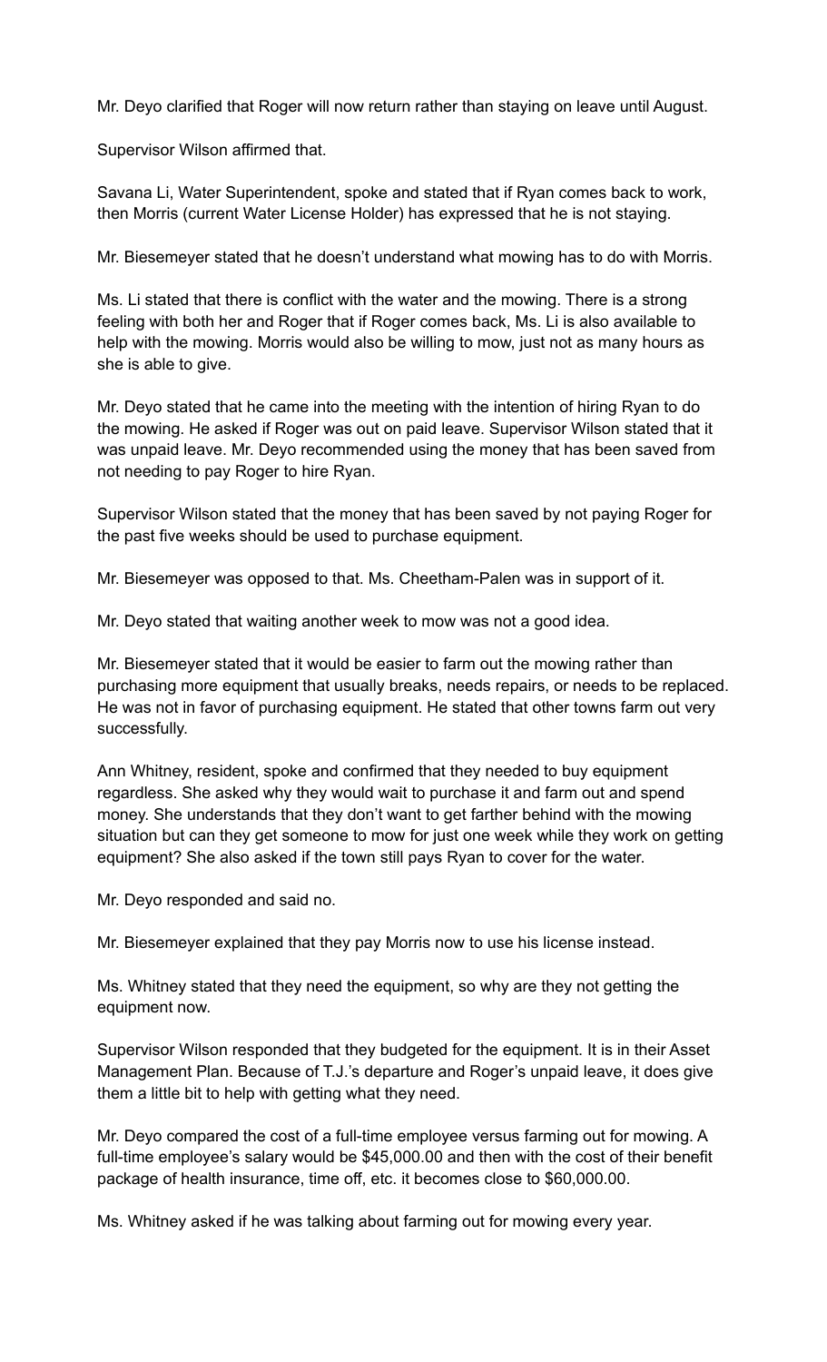Mr. Deyo clarified that Roger will now return rather than staying on leave until August.

Supervisor Wilson affirmed that.

Savana Li, Water Superintendent, spoke and stated that if Ryan comes back to work, then Morris (current Water License Holder) has expressed that he is not staying.

Mr. Biesemeyer stated that he doesn't understand what mowing has to do with Morris.

Ms. Li stated that there is conflict with the water and the mowing. There is a strong feeling with both her and Roger that if Roger comes back, Ms. Li is also available to help with the mowing. Morris would also be willing to mow, just not as many hours as she is able to give.

Mr. Deyo stated that he came into the meeting with the intention of hiring Ryan to do the mowing. He asked if Roger was out on paid leave. Supervisor Wilson stated that it was unpaid leave. Mr. Deyo recommended using the money that has been saved from not needing to pay Roger to hire Ryan.

Supervisor Wilson stated that the money that has been saved by not paying Roger for the past five weeks should be used to purchase equipment.

Mr. Biesemeyer was opposed to that. Ms. Cheetham-Palen was in support of it.

Mr. Deyo stated that waiting another week to mow was not a good idea.

Mr. Biesemeyer stated that it would be easier to farm out the mowing rather than purchasing more equipment that usually breaks, needs repairs, or needs to be replaced. He was not in favor of purchasing equipment. He stated that other towns farm out very successfully.

Ann Whitney, resident, spoke and confirmed that they needed to buy equipment regardless. She asked why they would wait to purchase it and farm out and spend money. She understands that they don't want to get farther behind with the mowing situation but can they get someone to mow for just one week while they work on getting equipment? She also asked if the town still pays Ryan to cover for the water.

Mr. Deyo responded and said no.

Mr. Biesemeyer explained that they pay Morris now to use his license instead.

Ms. Whitney stated that they need the equipment, so why are they not getting the equipment now.

Supervisor Wilson responded that they budgeted for the equipment. It is in their Asset Management Plan. Because of T.J.'s departure and Roger's unpaid leave, it does give them a little bit to help with getting what they need.

Mr. Deyo compared the cost of a full-time employee versus farming out for mowing. A full-time employee's salary would be $45,000.00 and then with the cost of their benefit package of health insurance, time off, etc. it becomes close to $60,000.00.

Ms. Whitney asked if he was talking about farming out for mowing every year.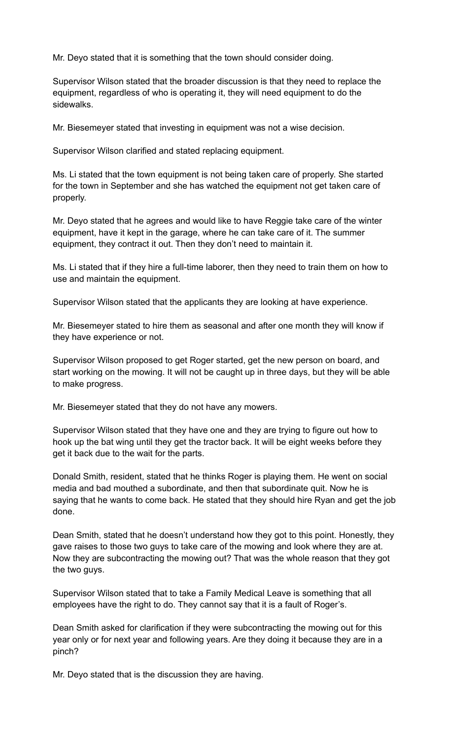Mr. Deyo stated that it is something that the town should consider doing.

Supervisor Wilson stated that the broader discussion is that they need to replace the equipment, regardless of who is operating it, they will need equipment to do the sidewalks.

Mr. Biesemeyer stated that investing in equipment was not a wise decision.

Supervisor Wilson clarified and stated replacing equipment.

Ms. Li stated that the town equipment is not being taken care of properly. She started for the town in September and she has watched the equipment not get taken care of properly.

Mr. Deyo stated that he agrees and would like to have Reggie take care of the winter equipment, have it kept in the garage, where he can take care of it. The summer equipment, they contract it out. Then they don't need to maintain it.

Ms. Li stated that if they hire a full-time laborer, then they need to train them on how to use and maintain the equipment.

Supervisor Wilson stated that the applicants they are looking at have experience.

Mr. Biesemeyer stated to hire them as seasonal and after one month they will know if they have experience or not.

Supervisor Wilson proposed to get Roger started, get the new person on board, and start working on the mowing. It will not be caught up in three days, but they will be able to make progress.

Mr. Biesemeyer stated that they do not have any mowers.

Supervisor Wilson stated that they have one and they are trying to figure out how to hook up the bat wing until they get the tractor back. It will be eight weeks before they get it back due to the wait for the parts.

Donald Smith, resident, stated that he thinks Roger is playing them. He went on social media and bad mouthed a subordinate, and then that subordinate quit. Now he is saying that he wants to come back. He stated that they should hire Ryan and get the job done.

Dean Smith, stated that he doesn't understand how they got to this point. Honestly, they gave raises to those two guys to take care of the mowing and look where they are at. Now they are subcontracting the mowing out? That was the whole reason that they got the two guys.

Supervisor Wilson stated that to take a Family Medical Leave is something that all employees have the right to do. They cannot say that it is a fault of Roger's.

Dean Smith asked for clarification if they were subcontracting the mowing out for this year only or for next year and following years. Are they doing it because they are in a pinch?

Mr. Deyo stated that is the discussion they are having.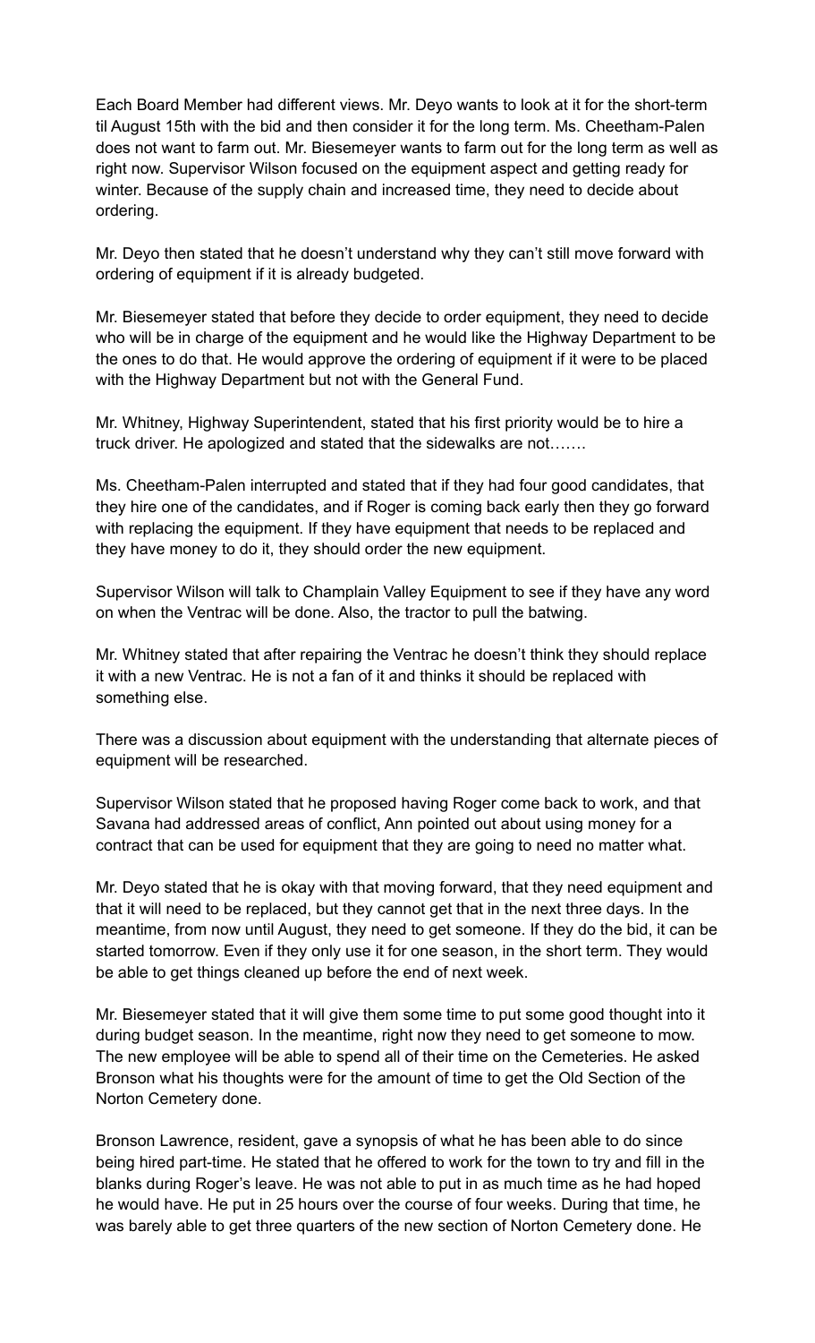Each Board Member had different views. Mr. Deyo wants to look at it for the short-term til August 15th with the bid and then consider it for the long term. Ms. Cheetham-Palen does not want to farm out. Mr. Biesemeyer wants to farm out for the long term as well as right now. Supervisor Wilson focused on the equipment aspect and getting ready for winter. Because of the supply chain and increased time, they need to decide about ordering.

Mr. Deyo then stated that he doesn't understand why they can't still move forward with ordering of equipment if it is already budgeted.

Mr. Biesemeyer stated that before they decide to order equipment, they need to decide who will be in charge of the equipment and he would like the Highway Department to be the ones to do that. He would approve the ordering of equipment if it were to be placed with the Highway Department but not with the General Fund.

Mr. Whitney, Highway Superintendent, stated that his first priority would be to hire a truck driver. He apologized and stated that the sidewalks are not…….

Ms. Cheetham-Palen interrupted and stated that if they had four good candidates, that they hire one of the candidates, and if Roger is coming back early then they go forward with replacing the equipment. If they have equipment that needs to be replaced and they have money to do it, they should order the new equipment.

Supervisor Wilson will talk to Champlain Valley Equipment to see if they have any word on when the Ventrac will be done. Also, the tractor to pull the batwing.

Mr. Whitney stated that after repairing the Ventrac he doesn't think they should replace it with a new Ventrac. He is not a fan of it and thinks it should be replaced with something else.

There was a discussion about equipment with the understanding that alternate pieces of equipment will be researched.

Supervisor Wilson stated that he proposed having Roger come back to work, and that Savana had addressed areas of conflict, Ann pointed out about using money for a contract that can be used for equipment that they are going to need no matter what.

Mr. Deyo stated that he is okay with that moving forward, that they need equipment and that it will need to be replaced, but they cannot get that in the next three days. In the meantime, from now until August, they need to get someone. If they do the bid, it can be started tomorrow. Even if they only use it for one season, in the short term. They would be able to get things cleaned up before the end of next week.

Mr. Biesemeyer stated that it will give them some time to put some good thought into it during budget season. In the meantime, right now they need to get someone to mow. The new employee will be able to spend all of their time on the Cemeteries. He asked Bronson what his thoughts were for the amount of time to get the Old Section of the Norton Cemetery done.

Bronson Lawrence, resident, gave a synopsis of what he has been able to do since being hired part-time. He stated that he offered to work for the town to try and fill in the blanks during Roger's leave. He was not able to put in as much time as he had hoped he would have. He put in 25 hours over the course of four weeks. During that time, he was barely able to get three quarters of the new section of Norton Cemetery done. He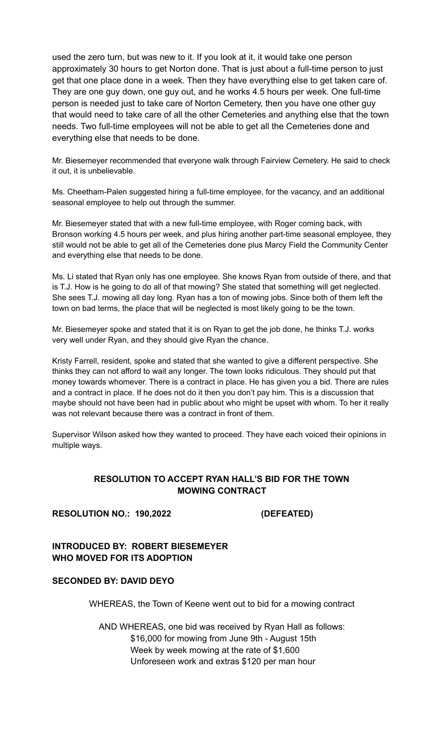used the zero turn, but was new to it. If you look at it, it would take one person approximately 30 hours to get Norton done. That is just about a full-time person to just get that one place done in a week. Then they have everything else to get taken care of. They are one guy down, one guy out, and he works 4.5 hours per week. One full-time person is needed just to take care of Norton Cemetery, then you have one other guy that would need to take care of all the other Cemeteries and anything else that the town needs. Two full-time employees will not be able to get all the Cemeteries done and everything else that needs to be done.

Mr. Biesemeyer recommended that everyone walk through Fairview Cemetery. He said to check it out, it is unbelievable.

Ms. Cheetham-Palen suggested hiring a full-time employee, for the vacancy, and an additional seasonal employee to help out through the summer.

Mr. Biesemeyer stated that with a new full-time employee, with Roger coming back, with Bronson working 4.5 hours per week, and plus hiring another part-time seasonal employee, they still would not be able to get all of the Cemeteries done plus Marcy Field the Community Center and everything else that needs to be done.

Ms. Li stated that Ryan only has one employee. She knows Ryan from outside of there, and that is T.J. How is he going to do all of that mowing? She stated that something will get neglected. She sees T.J. mowing all day long. Ryan has a ton of mowing jobs. Since both of them left the town on bad terms, the place that will be neglected is most likely going to be the town.

Mr. Biesemeyer spoke and stated that it is on Ryan to get the job done, he thinks T.J. works very well under Ryan, and they should give Ryan the chance.

Kristy Farrell, resident, spoke and stated that she wanted to give a different perspective. She thinks they can not afford to wait any longer. The town looks ridiculous. They should put that money towards whomever. There is a contract in place. He has given you a bid. There are rules and a contract in place. If he does not do it then you don't pay him. This is a discussion that maybe should not have been had in public about who might be upset with whom. To her it really was not relevant because there was a contract in front of them.

Supervisor Wilson asked how they wanted to proceed. They have each voiced their opinions in multiple ways.

**RESOLUTION TO ACCEPT RYAN HALL'S BID FOR THE TOWN MOWING CONTRACT**

**RESOLUTION NO.: 190,2022 (DEFEATED)**

**INTRODUCED BY: ROBERT BIESEMEYER WHO MOVED FOR ITS ADOPTION**

**SECONDED BY: DAVID DEYO**

WHEREAS, the Town of Keene went out to bid for a mowing contract

AND WHEREAS, one bid was received by Ryan Hall as follows:
$16,000 for mowing from June 9th - August 15th
Week by week mowing at the rate of $1,600
Unforeseen work and extras $120 per man hour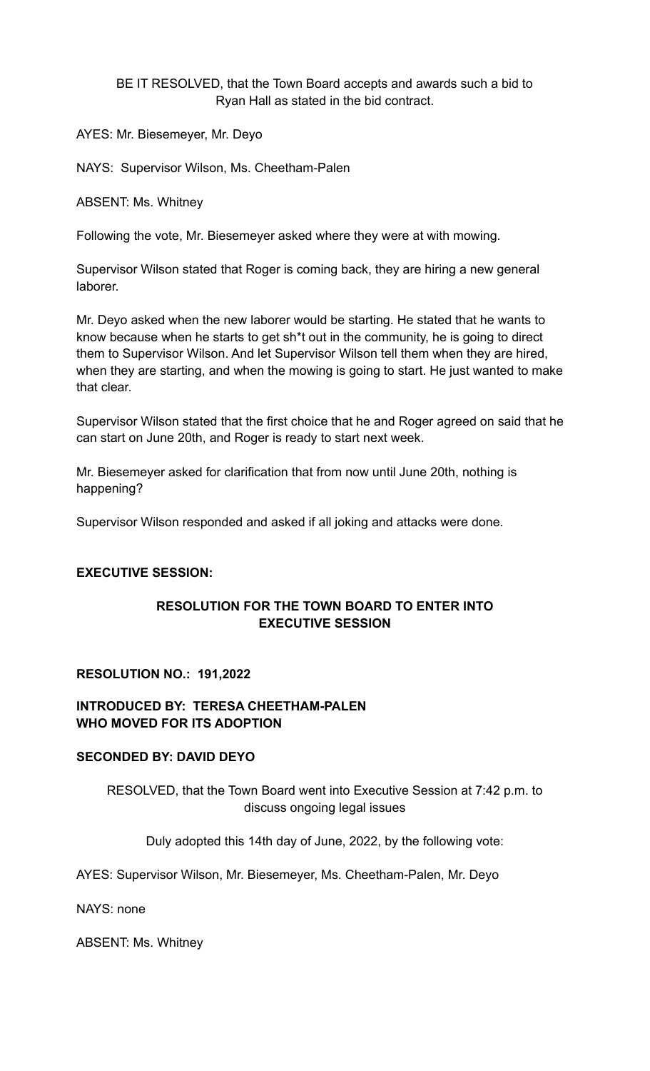BE IT RESOLVED, that the Town Board accepts and awards such a bid to Ryan Hall as stated in the bid contract.

AYES: Mr. Biesemeyer, Mr. Deyo

NAYS: Supervisor Wilson, Ms. Cheetham-Palen

ABSENT: Ms. Whitney

Following the vote, Mr. Biesemeyer asked where they were at with mowing.

Supervisor Wilson stated that Roger is coming back, they are hiring a new general laborer.

Mr. Deyo asked when the new laborer would be starting. He stated that he wants to know because when he starts to get sh*t out in the community, he is going to direct them to Supervisor Wilson. And let Supervisor Wilson tell them when they are hired, when they are starting, and when the mowing is going to start. He just wanted to make that clear.

Supervisor Wilson stated that the first choice that he and Roger agreed on said that he can start on June 20th, and Roger is ready to start next week.

Mr. Biesemeyer asked for clarification that from now until June 20th, nothing is happening?

Supervisor Wilson responded and asked if all joking and attacks were done.

**EXECUTIVE SESSION:**

**RESOLUTION FOR THE TOWN BOARD TO ENTER INTO EXECUTIVE SESSION**

**RESOLUTION NO.: 191,2022**

**INTRODUCED BY: TERESA CHEETHAM-PALEN WHO MOVED FOR ITS ADOPTION**

**SECONDED BY: DAVID DEYO**

RESOLVED, that the Town Board went into Executive Session at 7:42 p.m. to discuss ongoing legal issues

Duly adopted this 14th day of June, 2022, by the following vote:

AYES: Supervisor Wilson, Mr. Biesemeyer, Ms. Cheetham-Palen, Mr. Deyo

NAYS: none

ABSENT: Ms. Whitney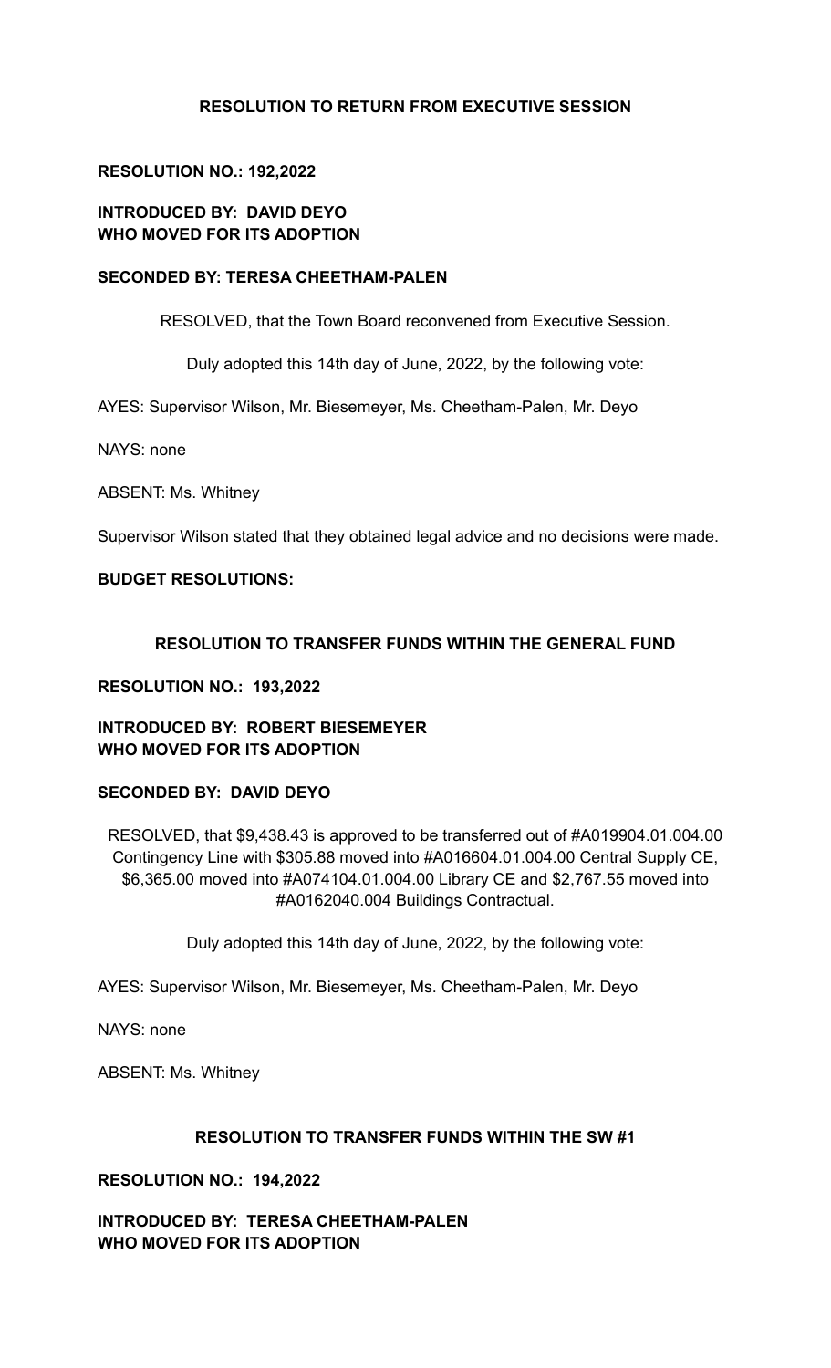### RESOLUTION TO RETURN FROM EXECUTIVE SESSION

**RESOLUTION NO.: 192,2022**

**INTRODUCED BY: DAVID DEYO**
**WHO MOVED FOR ITS ADOPTION**

**SECONDED BY: TERESA CHEETHAM-PALEN**

RESOLVED, that the Town Board reconvened from Executive Session.

Duly adopted this 14th day of June, 2022, by the following vote:

AYES: Supervisor Wilson, Mr. Biesemeyer, Ms. Cheetham-Palen, Mr. Deyo

NAYS: none

ABSENT: Ms. Whitney

Supervisor Wilson stated that they obtained legal advice and no decisions were made.

**BUDGET RESOLUTIONS:**

### RESOLUTION TO TRANSFER FUNDS WITHIN THE GENERAL FUND

**RESOLUTION NO.: 193,2022**

**INTRODUCED BY: ROBERT BIESEMEYER**
**WHO MOVED FOR ITS ADOPTION**

**SECONDED BY: DAVID DEYO**

RESOLVED, that $9,438.43 is approved to be transferred out of #A019904.01.004.00 Contingency Line with $305.88 moved into #A016604.01.004.00 Central Supply CE, $6,365.00 moved into #A074104.01.004.00 Library CE and $2,767.55 moved into #A0162040.004 Buildings Contractual.

Duly adopted this 14th day of June, 2022, by the following vote:

AYES: Supervisor Wilson, Mr. Biesemeyer, Ms. Cheetham-Palen, Mr. Deyo

NAYS: none

ABSENT: Ms. Whitney

### RESOLUTION TO TRANSFER FUNDS WITHIN THE SW #1

**RESOLUTION NO.: 194,2022**

**INTRODUCED BY: TERESA CHEETHAM-PALEN**
**WHO MOVED FOR ITS ADOPTION**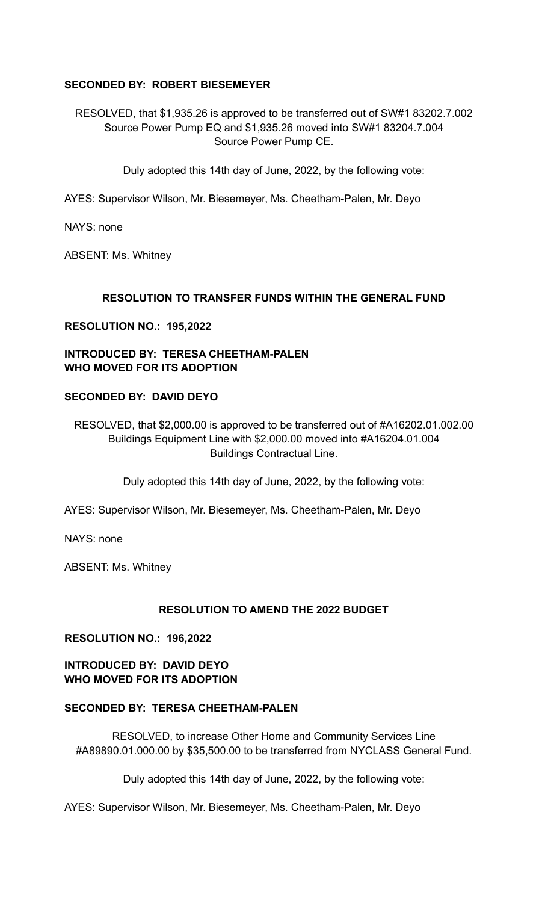**SECONDED BY: ROBERT BIESEMEYER**

RESOLVED, that $1,935.26 is approved to be transferred out of SW#1 83202.7.002 Source Power Pump EQ and $1,935.26 moved into SW#1 83204.7.004 Source Power Pump CE.

Duly adopted this 14th day of June, 2022, by the following vote:

AYES: Supervisor Wilson, Mr. Biesemeyer, Ms. Cheetham-Palen, Mr. Deyo

NAYS: none

ABSENT: Ms. Whitney

**RESOLUTION TO TRANSFER FUNDS WITHIN THE GENERAL FUND**

**RESOLUTION NO.: 195,2022**

**INTRODUCED BY: TERESA CHEETHAM-PALEN**
**WHO MOVED FOR ITS ADOPTION**

**SECONDED BY: DAVID DEYO**

RESOLVED, that $2,000.00 is approved to be transferred out of #A16202.01.002.00 Buildings Equipment Line with $2,000.00 moved into #A16204.01.004 Buildings Contractual Line.

Duly adopted this 14th day of June, 2022, by the following vote:

AYES: Supervisor Wilson, Mr. Biesemeyer, Ms. Cheetham-Palen, Mr. Deyo

NAYS: none

ABSENT: Ms. Whitney

**RESOLUTION TO AMEND THE 2022 BUDGET**

**RESOLUTION NO.: 196,2022**

**INTRODUCED BY: DAVID DEYO**
**WHO MOVED FOR ITS ADOPTION**

**SECONDED BY: TERESA CHEETHAM-PALEN**

RESOLVED, to increase Other Home and Community Services Line #A89890.01.000.00 by $35,500.00 to be transferred from NYCLASS General Fund.

Duly adopted this 14th day of June, 2022, by the following vote:

AYES: Supervisor Wilson, Mr. Biesemeyer, Ms. Cheetham-Palen, Mr. Deyo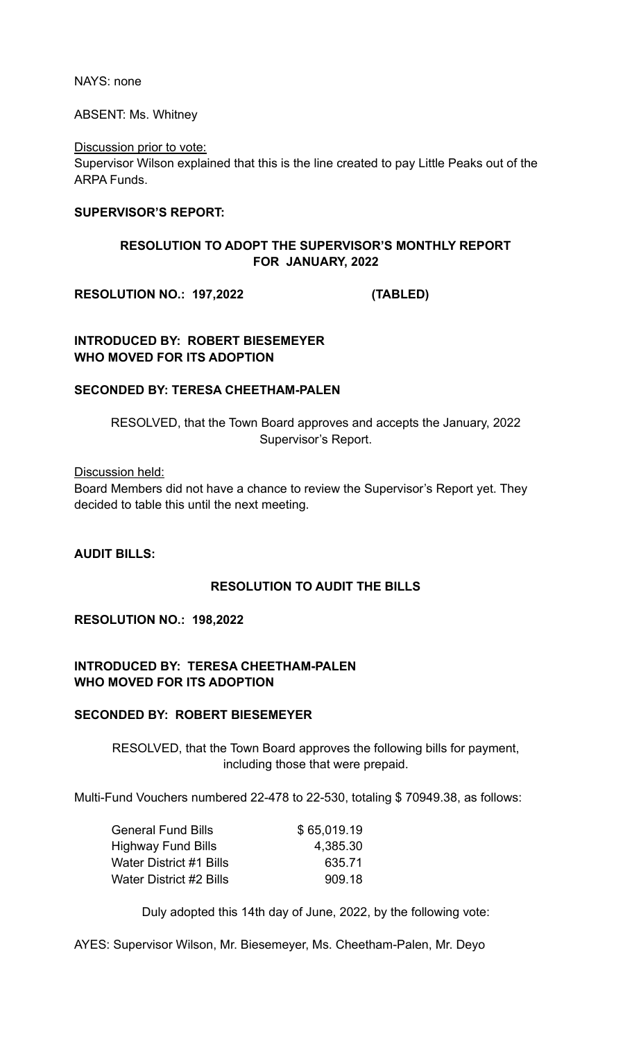NAYS: none

ABSENT: Ms. Whitney

Discussion prior to vote:
Supervisor Wilson explained that this is the line created to pay Little Peaks out of the ARPA Funds.

**SUPERVISOR'S REPORT:**

**RESOLUTION TO ADOPT THE SUPERVISOR'S MONTHLY REPORT FOR JANUARY, 2022**

**RESOLUTION NO.: 197,2022 (TABLED)**

**INTRODUCED BY: ROBERT BIESEMEYER WHO MOVED FOR ITS ADOPTION**

**SECONDED BY: TERESA CHEETHAM-PALEN**

RESOLVED, that the Town Board approves and accepts the January, 2022 Supervisor's Report.

Discussion held:
Board Members did not have a chance to review the Supervisor's Report yet. They decided to table this until the next meeting.

**AUDIT BILLS:**

**RESOLUTION TO AUDIT THE BILLS**

**RESOLUTION NO.: 198,2022**

**INTRODUCED BY: TERESA CHEETHAM-PALEN WHO MOVED FOR ITS ADOPTION**

**SECONDED BY: ROBERT BIESEMEYER**

RESOLVED, that the Town Board approves the following bills for payment, including those that were prepaid.

Multi-Fund Vouchers numbered 22-478 to 22-530, totaling $ 70949.38, as follows:

| | |
|---|---|
| General Fund Bills | $ 65,019.19 |
| Highway Fund Bills | 4,385.30 |
| Water District #1 Bills | 635.71 |
| Water District #2 Bills | 909.18 |

Duly adopted this 14th day of June, 2022, by the following vote:

AYES: Supervisor Wilson, Mr. Biesemeyer, Ms. Cheetham-Palen, Mr. Deyo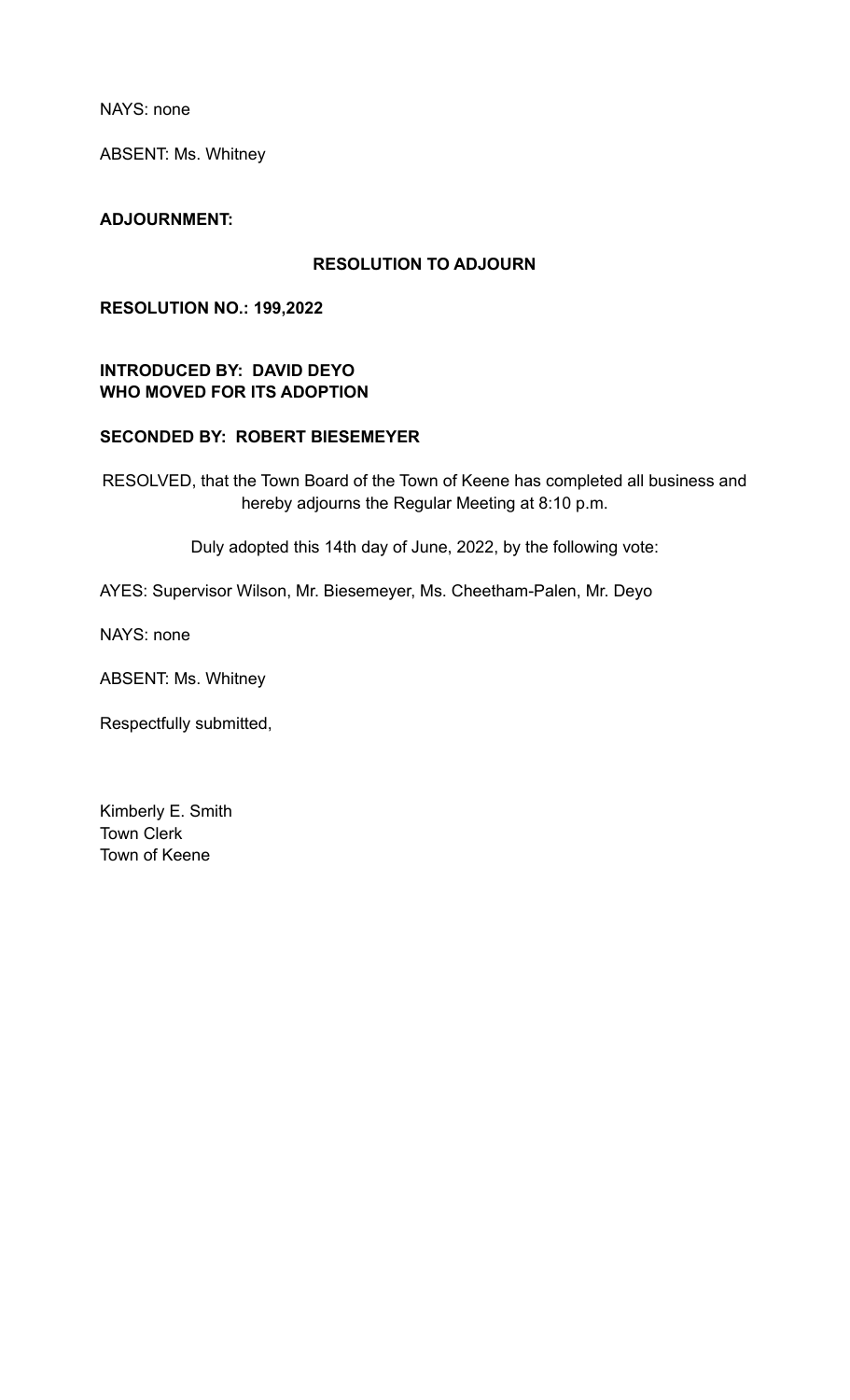NAYS: none

ABSENT: Ms. Whitney

**ADJOURNMENT:**

**RESOLUTION TO ADJOURN**

**RESOLUTION NO.: 199,2022**

**INTRODUCED BY: DAVID DEYO**
**WHO MOVED FOR ITS ADOPTION**

**SECONDED BY: ROBERT BIESEMEYER**

RESOLVED, that the Town Board of the Town of Keene has completed all business and hereby adjourns the Regular Meeting at 8:10 p.m.

Duly adopted this 14th day of June, 2022, by the following vote:

AYES: Supervisor Wilson, Mr. Biesemeyer, Ms. Cheetham-Palen, Mr. Deyo

NAYS: none

ABSENT: Ms. Whitney

Respectfully submitted,

Kimberly E. Smith
Town Clerk
Town of Keene